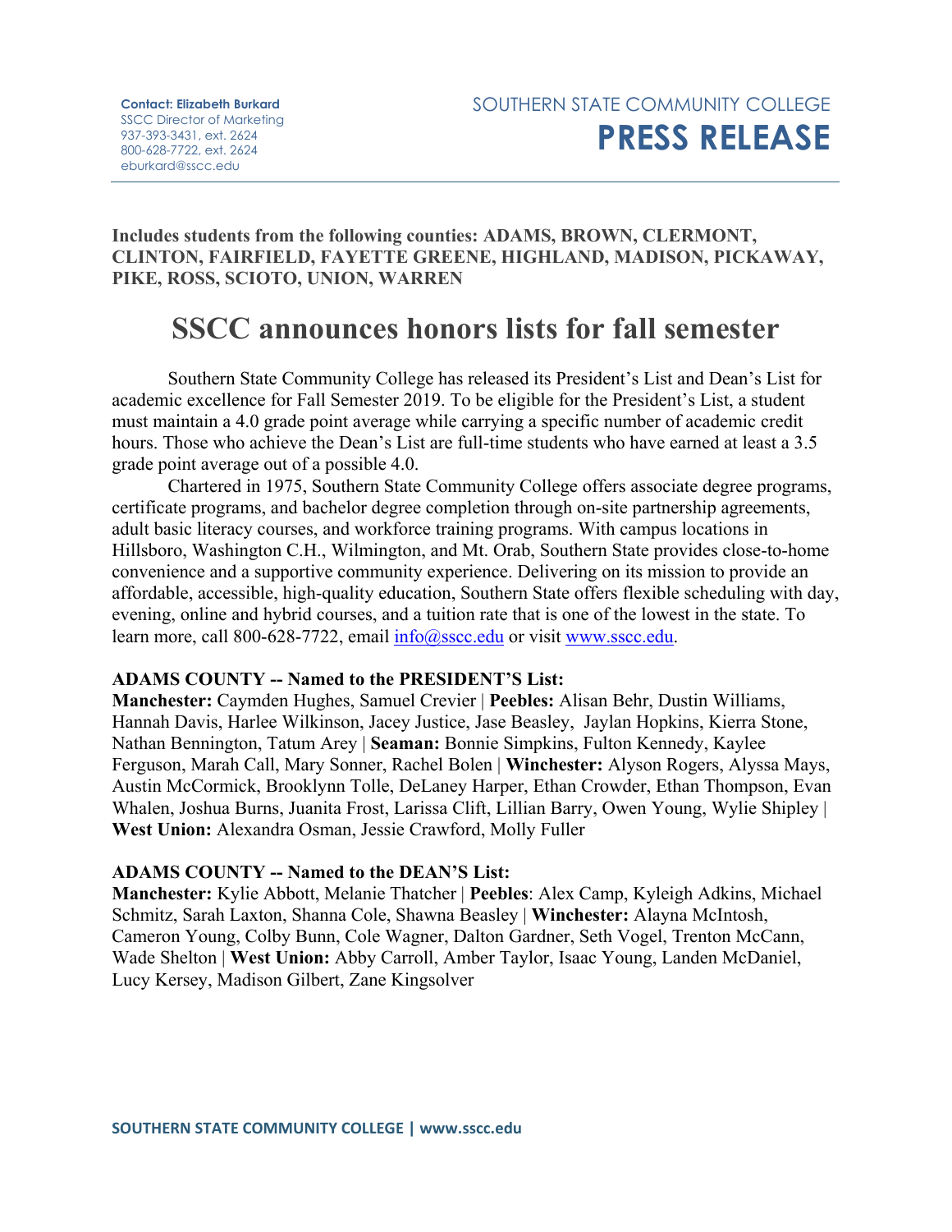**Contact: Elizabeth Burkard**
SSCC Director of Marketing
937-393-3431, ext. 2624
800-628-7722, ext. 2624
eburkard@sscc.edu

SOUTHERN STATE COMMUNITY COLLEGE
**PRESS RELEASE**

**Includes students from the following counties: ADAMS, BROWN, CLERMONT, CLINTON, FAIRFIELD, FAYETTE GREENE, HIGHLAND, MADISON, PICKAWAY, PIKE, ROSS, SCIOTO, UNION, WARREN**

# SSCC announces honors lists for fall semester

Southern State Community College has released its President's List and Dean's List for academic excellence for Fall Semester 2019. To be eligible for the President's List, a student must maintain a 4.0 grade point average while carrying a specific number of academic credit hours. Those who achieve the Dean's List are full-time students who have earned at least a 3.5 grade point average out of a possible 4.0.

Chartered in 1975, Southern State Community College offers associate degree programs, certificate programs, and bachelor degree completion through on-site partnership agreements, adult basic literacy courses, and workforce training programs. With campus locations in Hillsboro, Washington C.H., Wilmington, and Mt. Orab, Southern State provides close-to-home convenience and a supportive community experience. Delivering on its mission to provide an affordable, accessible, high-quality education, Southern State offers flexible scheduling with day, evening, online and hybrid courses, and a tuition rate that is one of the lowest in the state. To learn more, call 800-628-7722, email info@sscc.edu or visit www.sscc.edu.

**ADAMS COUNTY -- Named to the PRESIDENT'S List:**
**Manchester:** Caymden Hughes, Samuel Crevier | **Peebles:** Alisan Behr, Dustin Williams, Hannah Davis, Harlee Wilkinson, Jacey Justice, Jase Beasley, Jaylan Hopkins, Kierra Stone, Nathan Bennington, Tatum Arey | **Seaman:** Bonnie Simpkins, Fulton Kennedy, Kaylee Ferguson, Marah Call, Mary Sonner, Rachel Bolen | **Winchester:** Alyson Rogers, Alyssa Mays, Austin McCormick, Brooklynn Tolle, DeLaney Harper, Ethan Crowder, Ethan Thompson, Evan Whalen, Joshua Burns, Juanita Frost, Larissa Clift, Lillian Barry, Owen Young, Wylie Shipley | **West Union:** Alexandra Osman, Jessie Crawford, Molly Fuller

**ADAMS COUNTY -- Named to the DEAN'S List:**
**Manchester:** Kylie Abbott, Melanie Thatcher | **Peebles**: Alex Camp, Kyleigh Adkins, Michael Schmitz, Sarah Laxton, Shanna Cole, Shawna Beasley | **Winchester:** Alayna McIntosh, Cameron Young, Colby Bunn, Cole Wagner, Dalton Gardner, Seth Vogel, Trenton McCann, Wade Shelton | **West Union:** Abby Carroll, Amber Taylor, Isaac Young, Landen McDaniel, Lucy Kersey, Madison Gilbert, Zane Kingsolver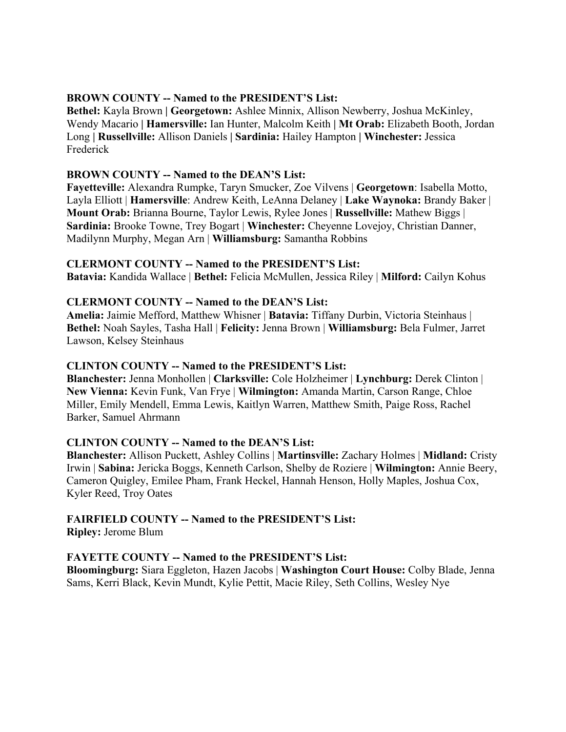**BROWN COUNTY -- Named to the PRESIDENT'S List:**
**Bethel:** Kayla Brown **|** **Georgetown:** Ashlee Minnix, Allison Newberry, Joshua McKinley, Wendy Macario **|** **Hamersville:** Ian Hunter, Malcolm Keith **|** **Mt Orab:** Elizabeth Booth, Jordan Long **|** **Russellville:** Allison Daniels **|** **Sardinia:** Hailey Hampton **|** **Winchester:** Jessica Frederick

**BROWN COUNTY -- Named to the DEAN'S List:**
**Fayetteville:** Alexandra Rumpke, Taryn Smucker, Zoe Vilvens | **Georgetown**: Isabella Motto, Layla Elliott | **Hamersville**: Andrew Keith, LeAnna Delaney | **Lake Waynoka:** Brandy Baker | **Mount Orab:** Brianna Bourne, Taylor Lewis, Rylee Jones | **Russellville:** Mathew Biggs | **Sardinia:** Brooke Towne, Trey Bogart | **Winchester:** Cheyenne Lovejoy, Christian Danner, Madilynn Murphy, Megan Arn | **Williamsburg:** Samantha Robbins

**CLERMONT COUNTY -- Named to the PRESIDENT'S List:**
**Batavia:** Kandida Wallace | **Bethel:** Felicia McMullen, Jessica Riley | **Milford:** Cailyn Kohus

**CLERMONT COUNTY -- Named to the DEAN'S List:**
**Amelia:** Jaimie Mefford, Matthew Whisner | **Batavia:** Tiffany Durbin, Victoria Steinhaus | **Bethel:** Noah Sayles, Tasha Hall | **Felicity:** Jenna Brown | **Williamsburg:** Bela Fulmer, Jarret Lawson, Kelsey Steinhaus

**CLINTON COUNTY -- Named to the PRESIDENT'S List:**
**Blanchester:** Jenna Monhollen | **Clarksville:** Cole Holzheimer | **Lynchburg:** Derek Clinton | **New Vienna:** Kevin Funk, Van Frye | **Wilmington:** Amanda Martin, Carson Range, Chloe Miller, Emily Mendell, Emma Lewis, Kaitlyn Warren, Matthew Smith, Paige Ross, Rachel Barker, Samuel Ahrmann

**CLINTON COUNTY -- Named to the DEAN'S List:**
**Blanchester:** Allison Puckett, Ashley Collins | **Martinsville:** Zachary Holmes | **Midland:** Cristy Irwin | **Sabina:** Jericka Boggs, Kenneth Carlson, Shelby de Roziere | **Wilmington:** Annie Beery, Cameron Quigley, Emilee Pham, Frank Heckel, Hannah Henson, Holly Maples, Joshua Cox, Kyler Reed, Troy Oates

**FAIRFIELD COUNTY -- Named to the PRESIDENT'S List:**
**Ripley:** Jerome Blum

**FAYETTE COUNTY -- Named to the PRESIDENT'S List:**
**Bloomingburg:** Siara Eggleton, Hazen Jacobs | **Washington Court House:** Colby Blade, Jenna Sams, Kerri Black, Kevin Mundt, Kylie Pettit, Macie Riley, Seth Collins, Wesley Nye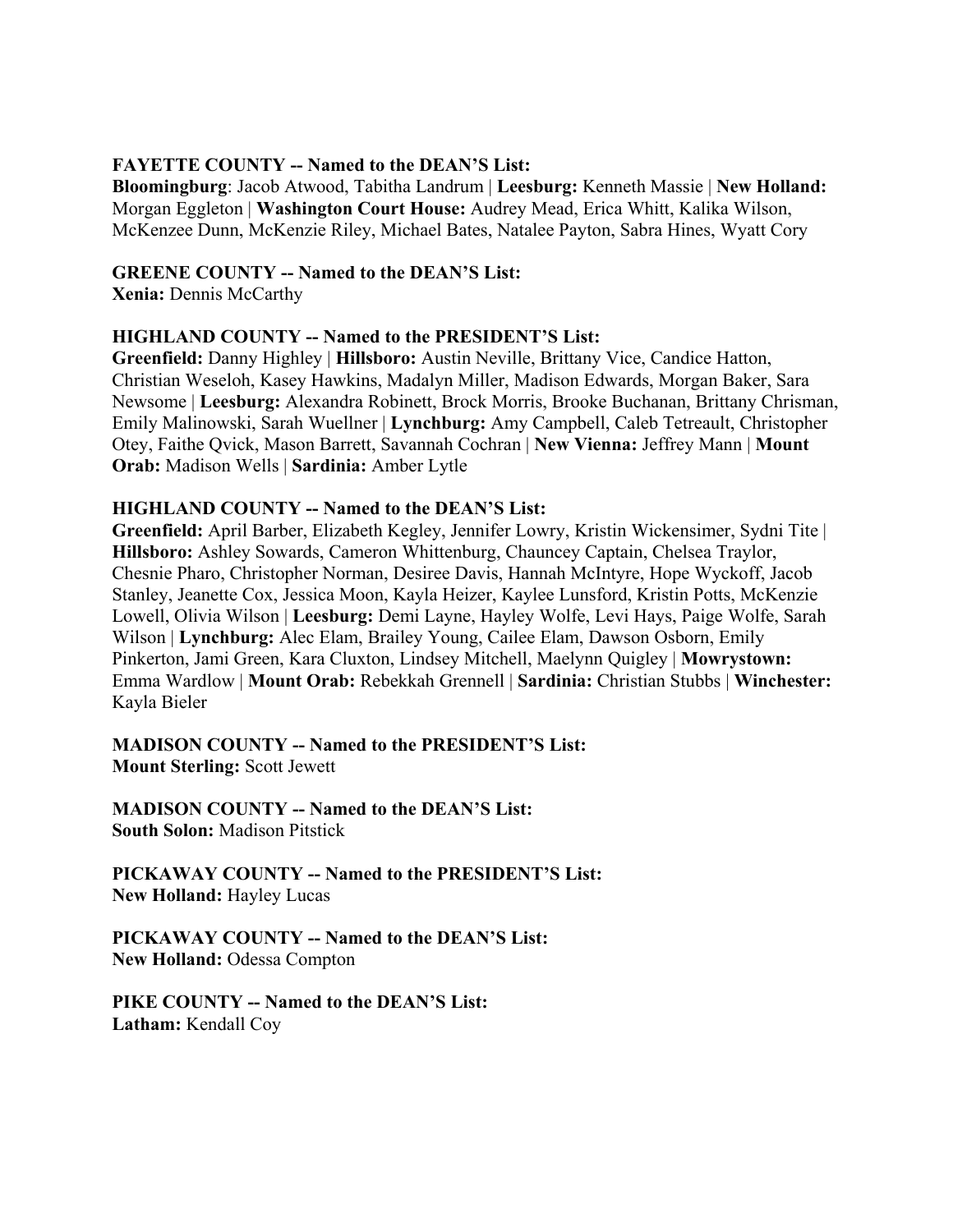**FAYETTE COUNTY -- Named to the DEAN'S List:**
**Bloomingburg**: Jacob Atwood, Tabitha Landrum | **Leesburg:** Kenneth Massie | **New Holland:** Morgan Eggleton | **Washington Court House:** Audrey Mead, Erica Whitt, Kalika Wilson, McKenzee Dunn, McKenzie Riley, Michael Bates, Natalee Payton, Sabra Hines, Wyatt Cory

**GREENE COUNTY -- Named to the DEAN'S List:**
**Xenia:** Dennis McCarthy

**HIGHLAND COUNTY -- Named to the PRESIDENT'S List:**
**Greenfield:** Danny Highley | **Hillsboro:** Austin Neville, Brittany Vice, Candice Hatton, Christian Weseloh, Kasey Hawkins, Madalyn Miller, Madison Edwards, Morgan Baker, Sara Newsome | **Leesburg:** Alexandra Robinett, Brock Morris, Brooke Buchanan, Brittany Chrisman, Emily Malinowski, Sarah Wuellner | **Lynchburg:** Amy Campbell, Caleb Tetreault, Christopher Otey, Faithe Qvick, Mason Barrett, Savannah Cochran | **New Vienna:** Jeffrey Mann | **Mount Orab:** Madison Wells | **Sardinia:** Amber Lytle

**HIGHLAND COUNTY -- Named to the DEAN'S List:**
**Greenfield:** April Barber, Elizabeth Kegley, Jennifer Lowry, Kristin Wickensimer, Sydni Tite | **Hillsboro:** Ashley Sowards, Cameron Whittenburg, Chauncey Captain, Chelsea Traylor, Chesnie Pharo, Christopher Norman, Desiree Davis, Hannah McIntyre, Hope Wyckoff, Jacob Stanley, Jeanette Cox, Jessica Moon, Kayla Heizer, Kaylee Lunsford, Kristin Potts, McKenzie Lowell, Olivia Wilson | **Leesburg:** Demi Layne, Hayley Wolfe, Levi Hays, Paige Wolfe, Sarah Wilson | **Lynchburg:** Alec Elam, Brailey Young, Cailee Elam, Dawson Osborn, Emily Pinkerton, Jami Green, Kara Cluxton, Lindsey Mitchell, Maelynn Quigley | **Mowrystown:** Emma Wardlow | **Mount Orab:** Rebekkah Grennell | **Sardinia:** Christian Stubbs | **Winchester:** Kayla Bieler

**MADISON COUNTY -- Named to the PRESIDENT'S List:**
**Mount Sterling:** Scott Jewett

**MADISON COUNTY -- Named to the DEAN'S List:**
**South Solon:** Madison Pitstick

**PICKAWAY COUNTY -- Named to the PRESIDENT'S List:**
**New Holland:** Hayley Lucas

**PICKAWAY COUNTY -- Named to the DEAN'S List:**
**New Holland:** Odessa Compton

**PIKE COUNTY -- Named to the DEAN'S List:**
**Latham:** Kendall Coy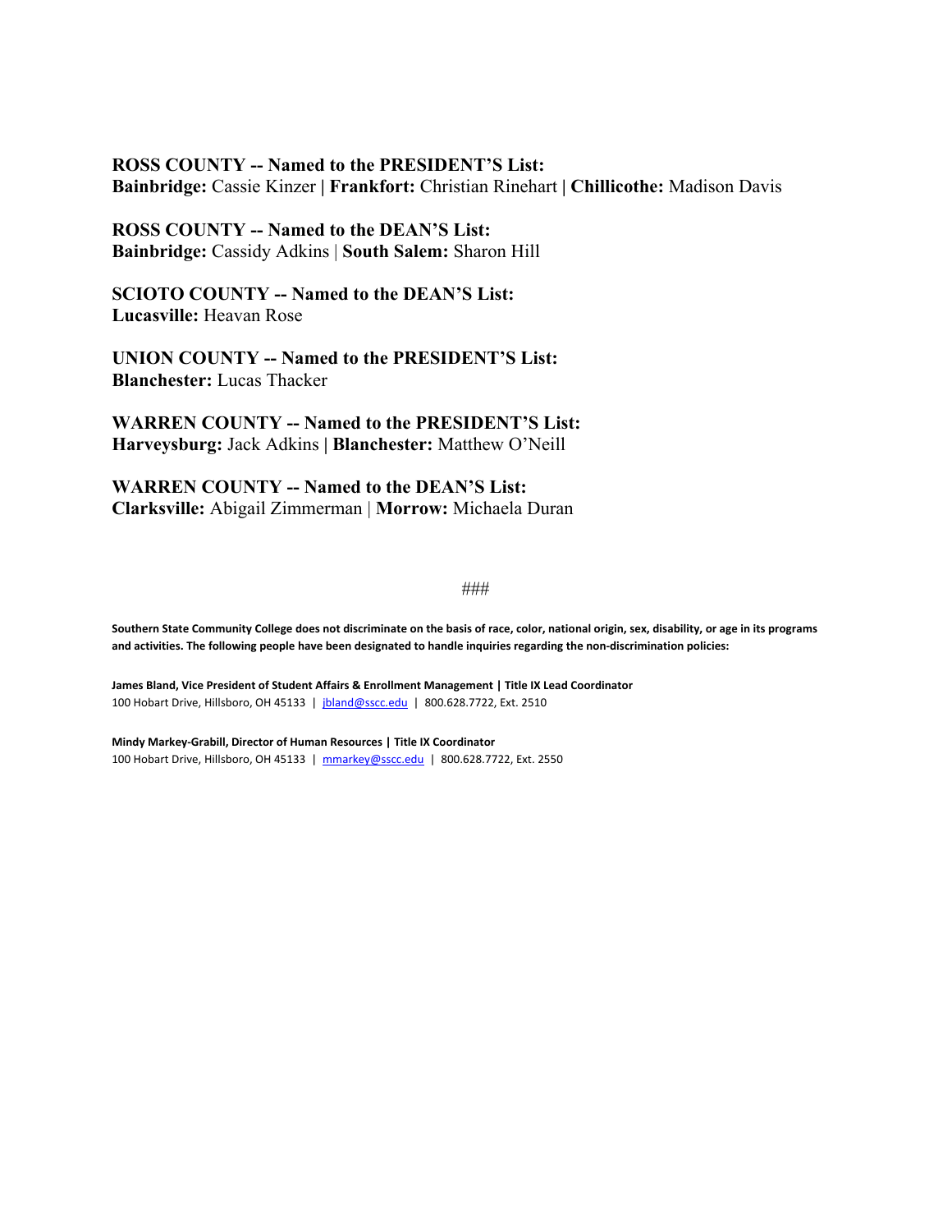**ROSS COUNTY -- Named to the PRESIDENT'S List:**
**Bainbridge:** Cassie Kinzer | **Frankfort:** Christian Rinehart | **Chillicothe:** Madison Davis

**ROSS COUNTY -- Named to the DEAN'S List:**
**Bainbridge:** Cassidy Adkins | **South Salem:** Sharon Hill

**SCIOTO COUNTY -- Named to the DEAN'S List:**
**Lucasville:** Heavan Rose

**UNION COUNTY -- Named to the PRESIDENT'S List:**
**Blanchester:** Lucas Thacker

**WARREN COUNTY -- Named to the PRESIDENT'S List:**
**Harveysburg:** Jack Adkins | **Blanchester:** Matthew O'Neill

**WARREN COUNTY -- Named to the DEAN'S List:**
**Clarksville:** Abigail Zimmerman | **Morrow:** Michaela Duran

###

**Southern State Community College does not discriminate on the basis of race, color, national origin, sex, disability, or age in its programs and activities. The following people have been designated to handle inquiries regarding the non-discrimination policies:**

**James Bland, Vice President of Student Affairs & Enrollment Management | Title IX Lead Coordinator**
100 Hobart Drive, Hillsboro, OH 45133 | jbland@sscc.edu | 800.628.7722, Ext. 2510

**Mindy Markey-Grabill, Director of Human Resources | Title IX Coordinator**
100 Hobart Drive, Hillsboro, OH 45133 | mmarkey@sscc.edu | 800.628.7722, Ext. 2550